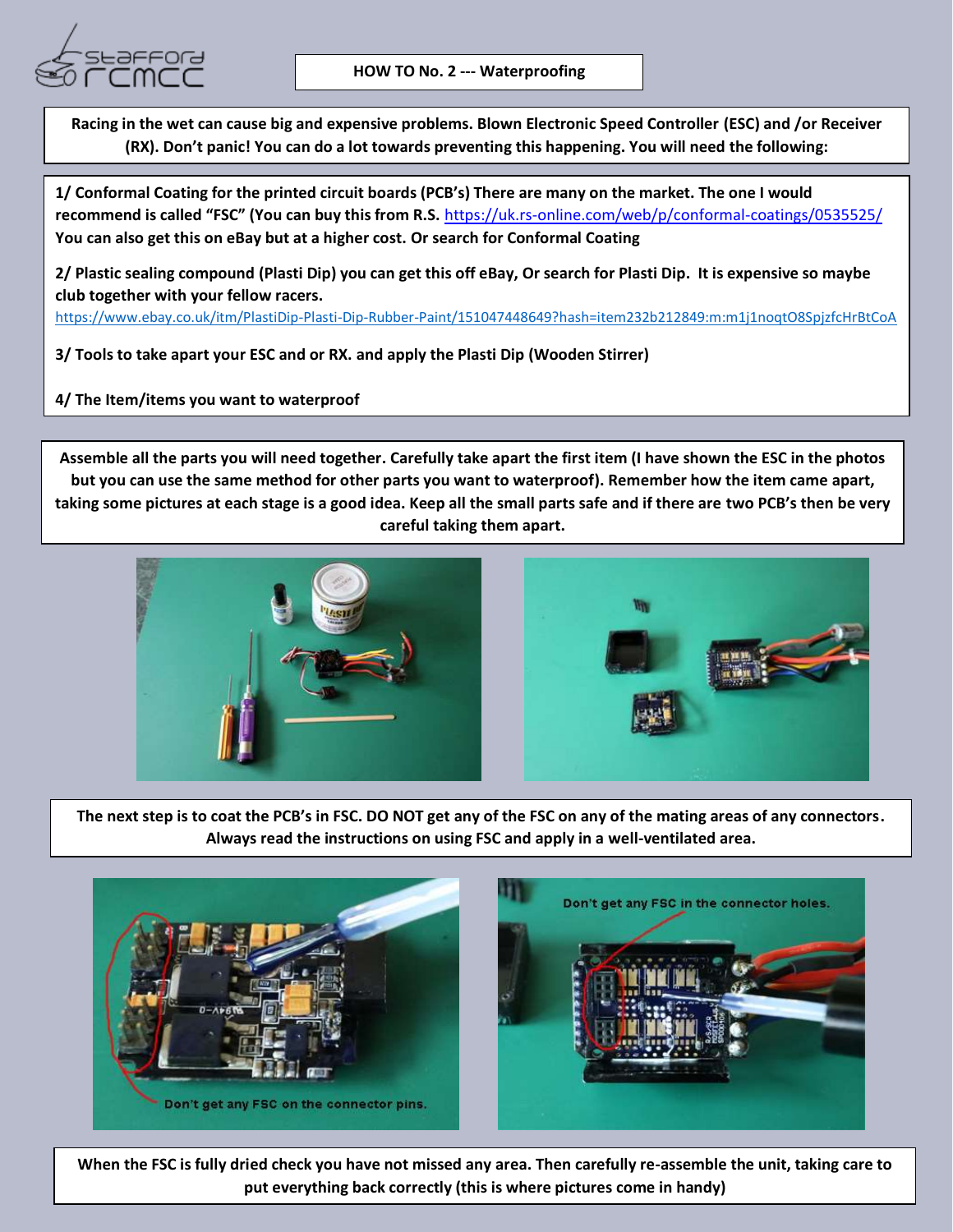Stafford RCMCC

# HOW TO No. 2 --- Waterproofing

**Racing in the wet can cause big and expensive problems. Blown Electronic Speed Controller (ESC) and /or Receiver (RX). Don't panic! You can do a lot towards preventing this happening. You will need the following:**

**1/ Conformal Coating for the printed circuit boards (PCB's) There are many on the market. The one I would recommend is called "FSC" (You can buy this from R.S.** https://uk.rs-online.com/web/p/conformal-coatings/0535525/ **You can also get this on eBay but at a higher cost. Or search for Conformal Coating**

**2/ Plastic sealing compound (Plasti Dip) you can get this off eBay, Or search for Plasti Dip. It is expensive so maybe club together with your fellow racers.**
https://www.ebay.co.uk/itm/PlastiDip-Plasti-Dip-Rubber-Paint/151047448649?hash=item232b212849:m:m1j1noqtO8SpjzfcHrBtCoA

**3/ Tools to take apart your ESC and or RX. and apply the Plasti Dip (Wooden Stirrer)**

**4/ The Item/items you want to waterproof**

**Assemble all the parts you will need together. Carefully take apart the first item (I have shown the ESC in the photos but you can use the same method for other parts you want to waterproof). Remember how the item came apart, taking some pictures at each stage is a good idea. Keep all the small parts safe and if there are two PCB's then be very careful taking them apart.**

**The next step is to coat the PCB's in FSC. DO NOT get any of the FSC on any of the mating areas of any connectors. Always read the instructions on using FSC and apply in a well-ventilated area.**

Don't get any FSC on the connector pins.

Don't get any FSC in the connector holes.

**When the FSC is fully dried check you have not missed any area. Then carefully re-assemble the unit, taking care to put everything back correctly (this is where pictures come in handy)**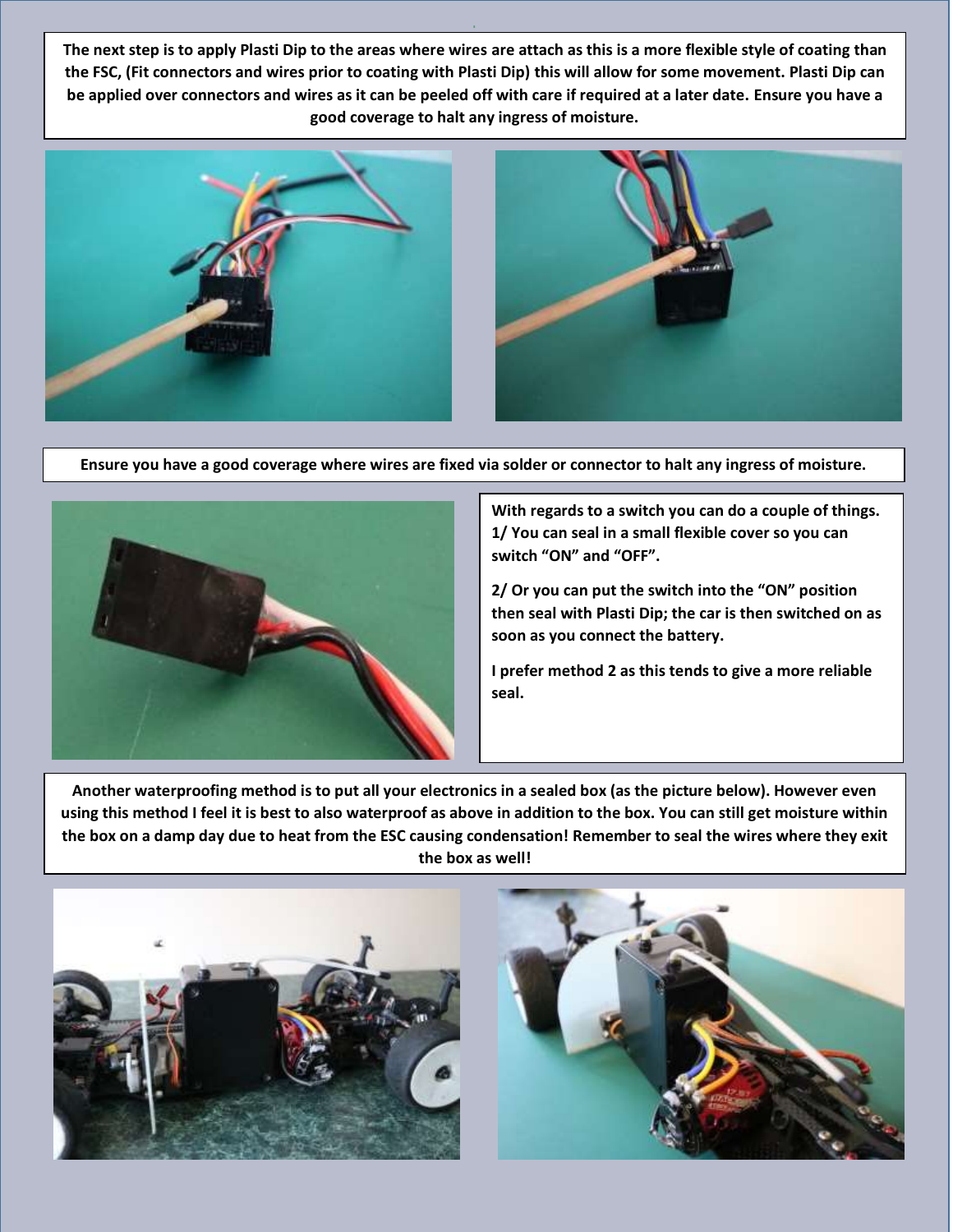**The next step is to apply Plasti Dip to the areas where wires are attach as this is a more flexible style of coating than the FSC, (Fit connectors and wires prior to coating with Plasti Dip) this will allow for some movement. Plasti Dip can be applied over connectors and wires as it can be peeled off with care if required at a later date. Ensure you have a good coverage to halt any ingress of moisture.**

**Ensure you have a good coverage where wires are fixed via solder or connector to halt any ingress of moisture.**

**With regards to a switch you can do a couple of things.**
**1/ You can seal in a small flexible cover so you can switch "ON" and "OFF".**

**2/ Or you can put the switch into the "ON" position then seal with Plasti Dip; the car is then switched on as soon as you connect the battery.**

**I prefer method 2 as this tends to give a more reliable seal.**

**Another waterproofing method is to put all your electronics in a sealed box (as the picture below). However even using this method I feel it is best to also waterproof as above in addition to the box. You can still get moisture within the box on a damp day due to heat from the ESC causing condensation! Remember to seal the wires where they exit the box as well!**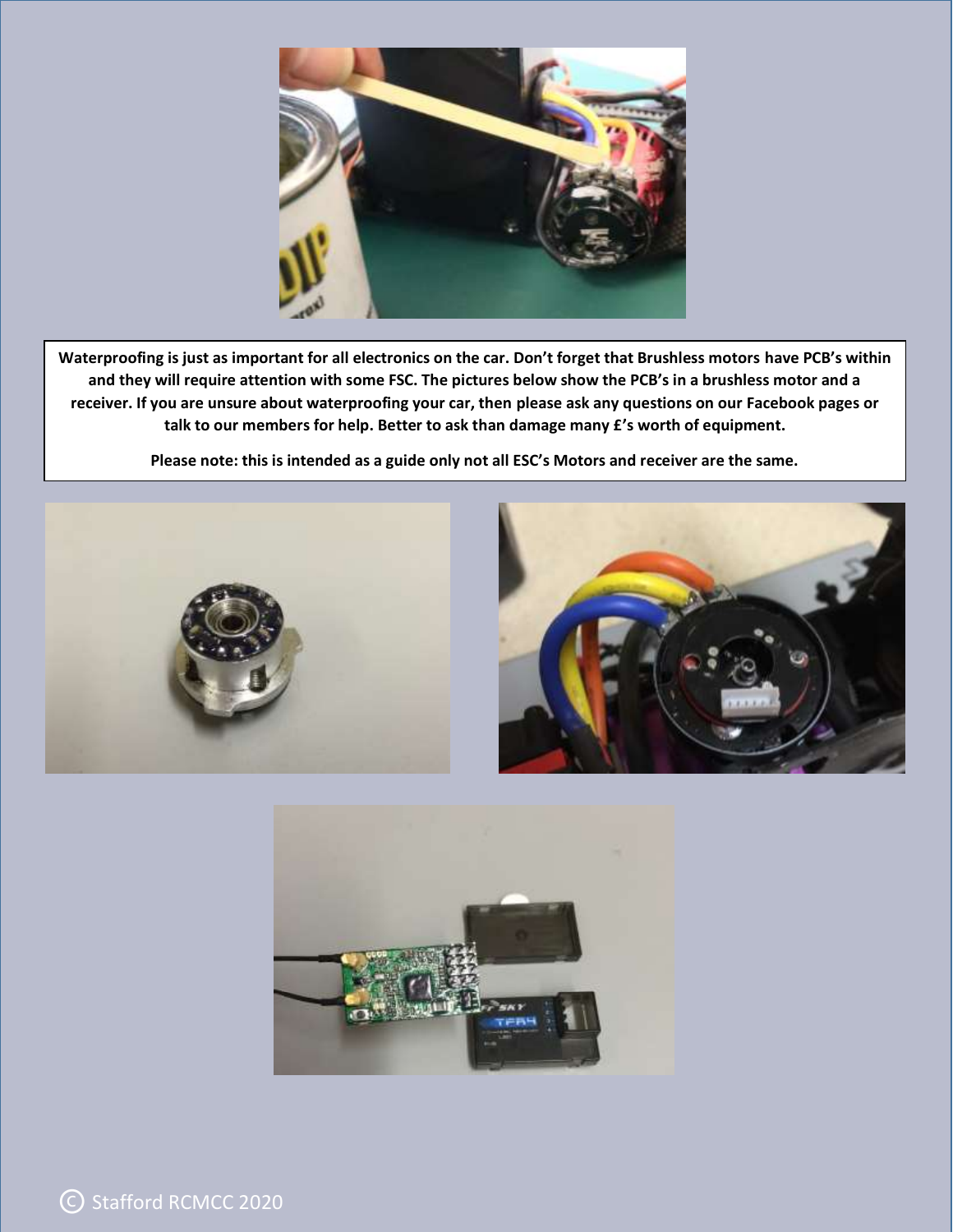**Waterproofing is just as important for all electronics on the car. Don't forget that Brushless motors have PCB's within and they will require attention with some FSC. The pictures below show the PCB's in a brushless motor and a receiver. If you are unsure about waterproofing your car, then please ask any questions on our Facebook pages or talk to our members for help. Better to ask than damage many £'s worth of equipment.**

**Please note: this is intended as a guide only not all ESC's Motors and receiver are the same.**

© Stafford RCMCC 2020